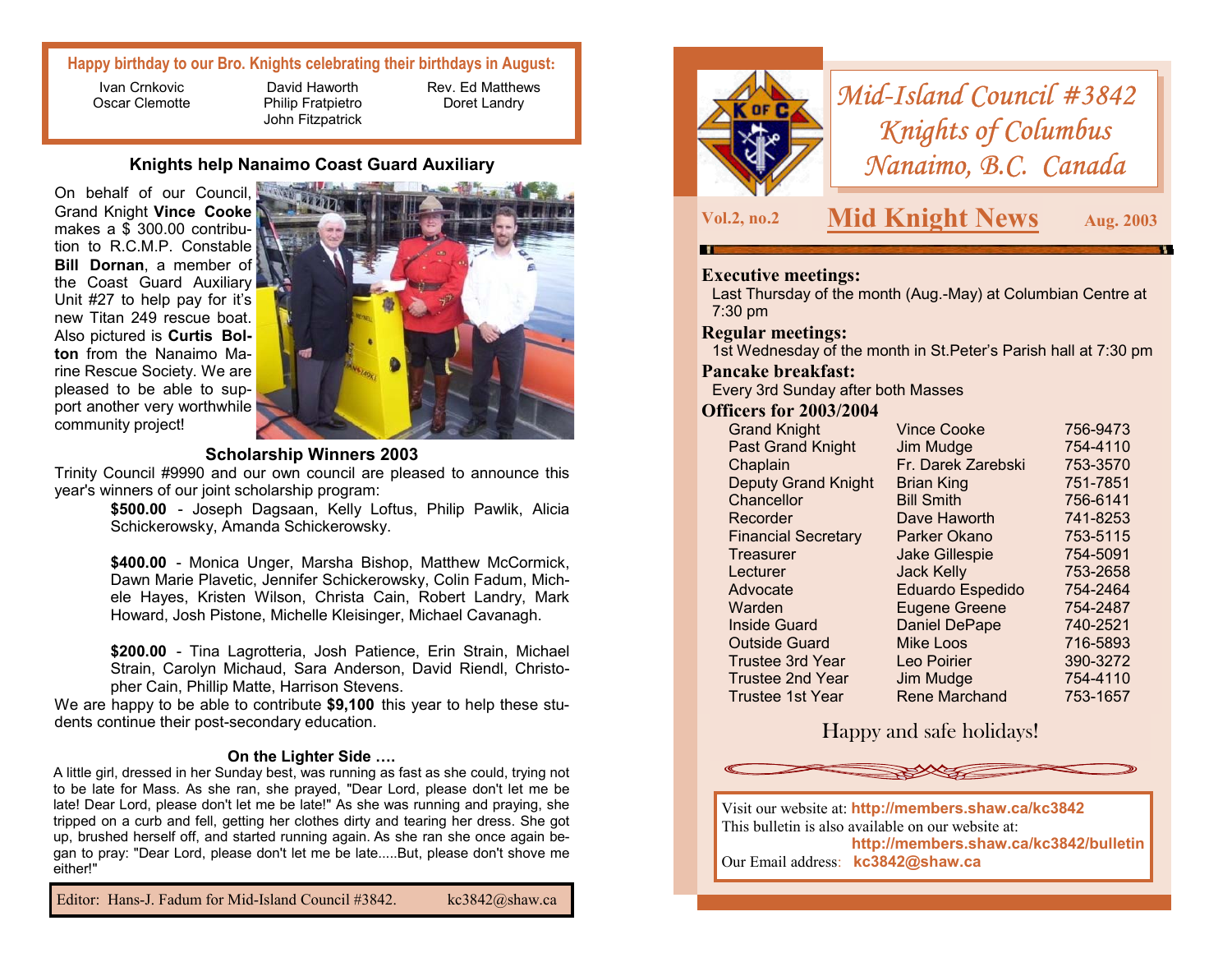# Mid-Island Council #3842
## Knights of Columbus
## Nanaimo, B.C. Canada

**Vol.2, no.2** — **Mid Knight News** — **Aug. 2003**

**Executive meetings:**
Last Thursday of the month (Aug.-May) at Columbian Centre at 7:30 pm

**Regular meetings:**
1st Wednesday of the month in St.Peter's Parish hall at 7:30 pm

**Pancake breakfast:**
Every 3rd Sunday after both Masses

**Officers for 2003/2004**

| Office | Name | Phone |
|---|---|---|
| Grand Knight | Vince Cooke | 756-9473 |
| Past Grand Knight | Jim Mudge | 754-4110 |
| Chaplain | Fr. Darek Zarebski | 753-3570 |
| Deputy Grand Knight | Brian King | 751-7851 |
| Chancellor | Bill Smith | 756-6141 |
| Recorder | Dave Haworth | 741-8253 |
| Financial Secretary | Parker Okano | 753-5115 |
| Treasurer | Jake Gillespie | 754-5091 |
| Lecturer | Jack Kelly | 753-2658 |
| Advocate | Eduardo Espedido | 754-2464 |
| Warden | Eugene Greene | 754-2487 |
| Inside Guard | Daniel DePape | 740-2521 |
| Outside Guard | Mike Loos | 716-5893 |
| Trustee 3rd Year | Leo Poirier | 390-3272 |
| Trustee 2nd Year | Jim Mudge | 754-4110 |
| Trustee 1st Year | Rene Marchand | 753-1657 |

Happy and safe holidays!

Visit our website at: **http://members.shaw.ca/kc3842**
This bulletin is also available on our website at:
**http://members.shaw.ca/kc3842/bulletin**
Our Email address: **kc3842@shaw.ca**

---

**Happy birthday to our Bro. Knights celebrating their birthdays in August:**

Ivan Crnkovic, Oscar Clemotte, David Haworth, Philip Fratpietro, John Fitzpatrick, Rev. Ed Matthews, Doret Landry

### Knights help Nanaimo Coast Guard Auxiliary

On behalf of our Council, Grand Knight **Vince Cooke** makes a $ 300.00 contribution to R.C.M.P. Constable **Bill Dornan**, a member of the Coast Guard Auxiliary Unit #27 to help pay for it's new Titan 249 rescue boat. Also pictured is **Curtis Bolton** from the Nanaimo Marine Rescue Society. We are pleased to be able to support another very worthwhile community project!

### Scholarship Winners 2003

Trinity Council #9990 and our own council are pleased to announce this year's winners of our joint scholarship program:

**$500.00** - Joseph Dagsaan, Kelly Loftus, Philip Pawlik, Alicia Schickerowsky, Amanda Schickerowsky.

**$400.00** - Monica Unger, Marsha Bishop, Matthew McCormick, Dawn Marie Plavetic, Jennifer Schickerowsky, Colin Fadum, Michele Hayes, Kristen Wilson, Christa Cain, Robert Landry, Mark Howard, Josh Pistone, Michelle Kleisinger, Michael Cavanagh.

**$200.00** - Tina Lagrotteria, Josh Patience, Erin Strain, Michael Strain, Carolyn Michaud, Sara Anderson, David Riendl, Christopher Cain, Phillip Matte, Harrison Stevens.

We are happy to be able to contribute **$9,100** this year to help these students continue their post-secondary education.

### On the Lighter Side ….

A little girl, dressed in her Sunday best, was running as fast as she could, trying not to be late for Mass. As she ran, she prayed, "Dear Lord, please don't let me be late! Dear Lord, please don't let me be late!" As she was running and praying, she tripped on a curb and fell, getting her clothes dirty and tearing her dress. She got up, brushed herself off, and started running again. As she ran she once again began to pray: "Dear Lord, please don't let me be late.....But, please don't shove me either!"

Editor: Hans-J. Fadum for Mid-Island Council #3842. kc3842@shaw.ca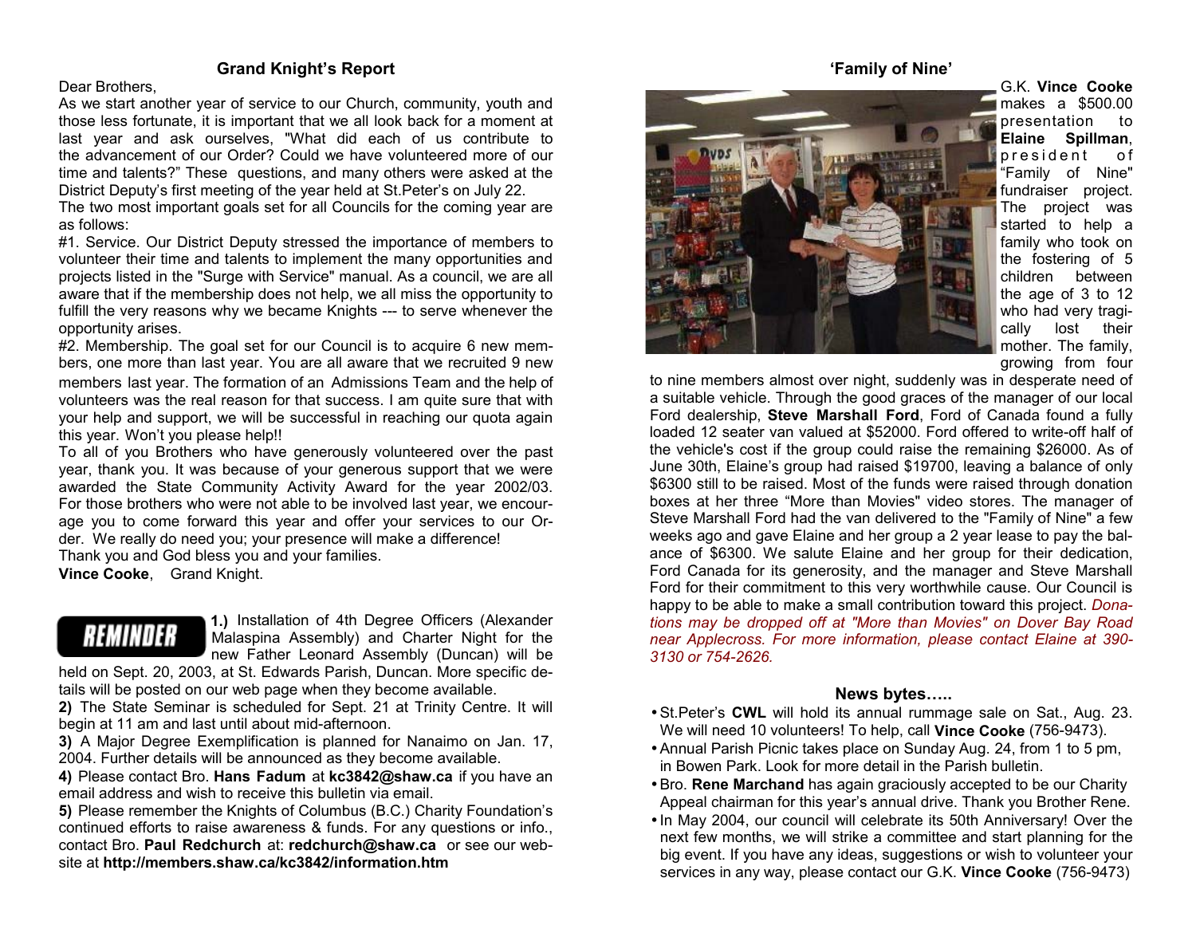## Grand Knight's Report

Dear Brothers,

As we start another year of service to our Church, community, youth and those less fortunate, it is important that we all look back for a moment at last year and ask ourselves, "What did each of us contribute to the advancement of our Order? Could we have volunteered more of our time and talents?" These questions, and many others were asked at the District Deputy's first meeting of the year held at St.Peter's on July 22.

The two most important goals set for all Councils for the coming year are as follows:

#1. Service. Our District Deputy stressed the importance of members to volunteer their time and talents to implement the many opportunities and projects listed in the "Surge with Service" manual. As a council, we are all aware that if the membership does not help, we all miss the opportunity to fulfill the very reasons why we became Knights --- to serve whenever the opportunity arises.

#2. Membership. The goal set for our Council is to acquire 6 new members, one more than last year. You are all aware that we recruited 9 new members last year. The formation of an Admissions Team and the help of volunteers was the real reason for that success. I am quite sure that with your help and support, we will be successful in reaching our quota again this year. Won't you please help!!

To all of you Brothers who have generously volunteered over the past year, thank you. It was because of your generous support that we were awarded the State Community Activity Award for the year 2002/03. For those brothers who were not able to be involved last year, we encourage you to come forward this year and offer your services to our Order. We really do need you; your presence will make a difference!

Thank you and God bless you and your families.

**Vince Cooke**, Grand Knight.

**REMINDER**

**1.)** Installation of 4th Degree Officers (Alexander Malaspina Assembly) and Charter Night for the new Father Leonard Assembly (Duncan) will be held on Sept. 20, 2003, at St. Edwards Parish, Duncan. More specific details will be posted on our web page when they become available.

**2)** The State Seminar is scheduled for Sept. 21 at Trinity Centre. It will begin at 11 am and last until about mid-afternoon.

**3)** A Major Degree Exemplification is planned for Nanaimo on Jan. 17, 2004. Further details will be announced as they become available.

**4)** Please contact Bro. **Hans Fadum** at **kc3842@shaw.ca** if you have an email address and wish to receive this bulletin via email.

**5)** Please remember the Knights of Columbus (B.C.) Charity Foundation's continued efforts to raise awareness & funds. For any questions or info., contact Bro. **Paul Redchurch** at: **redchurch@shaw.ca** or see our website at **http://members.shaw.ca/kc3842/information.htm**

## 'Family of Nine'

G.K. **Vince Cooke** makes a $500.00 presentation to **Elaine Spillman**, president of "Family of Nine" fundraiser project. The project was started to help a family who took on the fostering of 5 children between the age of 3 to 12 who had very tragically lost their mother. The family, growing from four to nine members almost over night, suddenly was in desperate need of a suitable vehicle. Through the good graces of the manager of our local Ford dealership, **Steve Marshall Ford**, Ford of Canada found a fully loaded 12 seater van valued at $52000. Ford offered to write-off half of the vehicle's cost if the group could raise the remaining $26000. As of June 30th, Elaine's group had raised $19700, leaving a balance of only $6300 still to be raised. Most of the funds were raised through donation boxes at her three "More than Movies" video stores. The manager of Steve Marshall Ford had the van delivered to the "Family of Nine" a few weeks ago and gave Elaine and her group a 2 year lease to pay the balance of $6300. We salute Elaine and her group for their dedication, Ford Canada for its generosity, and the manager and Steve Marshall Ford for their commitment to this very worthwhile cause. Our Council is happy to be able to make a small contribution toward this project. *Donations may be dropped off at "More than Movies" on Dover Bay Road near Applecross. For more information, please contact Elaine at 390-3130 or 754-2626.*

## News bytes…..

- St.Peter's **CWL** will hold its annual rummage sale on Sat., Aug. 23. We will need 10 volunteers! To help, call **Vince Cooke** (756-9473).
- Annual Parish Picnic takes place on Sunday Aug. 24, from 1 to 5 pm, in Bowen Park. Look for more detail in the Parish bulletin.
- Bro. **Rene Marchand** has again graciously accepted to be our Charity Appeal chairman for this year's annual drive. Thank you Brother Rene.
- In May 2004, our council will celebrate its 50th Anniversary! Over the next few months, we will strike a committee and start planning for the big event. If you have any ideas, suggestions or wish to volunteer your services in any way, please contact our G.K. **Vince Cooke** (756-9473)